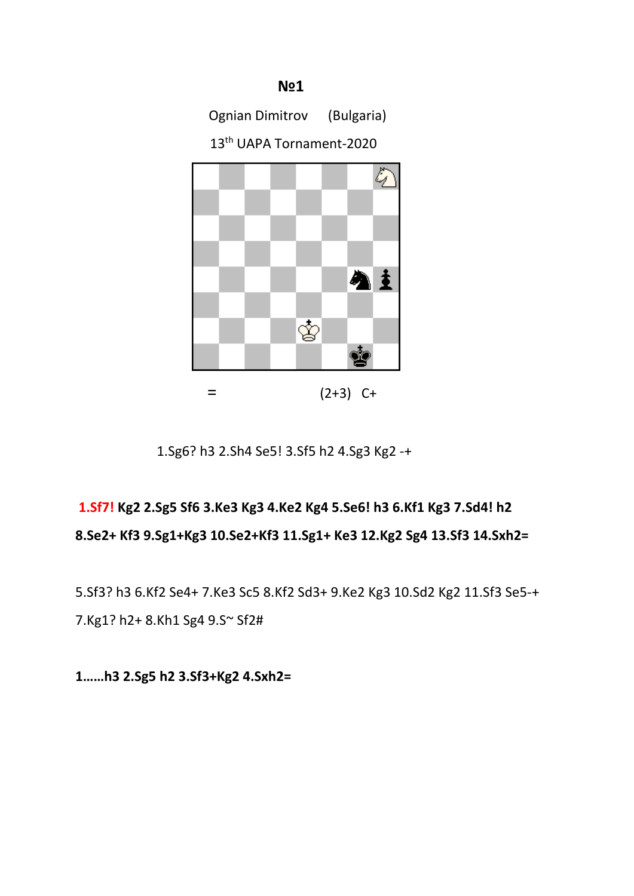**№1**

Ognian Dimitrov (Bulgaria)

13th UAPA Tornament-2020

= (2+3) C+

1.Sg6? h3 2.Sh4 Se5! 3.Sf5 h2 4.Sg3 Kg2 -+

**1.Sf7! Kg2 2.Sg5 Sf6 3.Ke3 Kg3 4.Ke2 Kg4 5.Se6! h3 6.Kf1 Kg3 7.Sd4! h2 8.Se2+ Kf3 9.Sg1+Kg3 10.Se2+Kf3 11.Sg1+ Ke3 12.Kg2 Sg4 13.Sf3 14.Sxh2=**

5.Sf3? h3 6.Kf2 Se4+ 7.Ke3 Sc5 8.Kf2 Sd3+ 9.Ke2 Kg3 10.Sd2 Kg2 11.Sf3 Se5-+

7.Kg1? h2+ 8.Kh1 Sg4 9.S~ Sf2#

**1……h3 2.Sg5 h2 3.Sf3+Kg2 4.Sxh2=**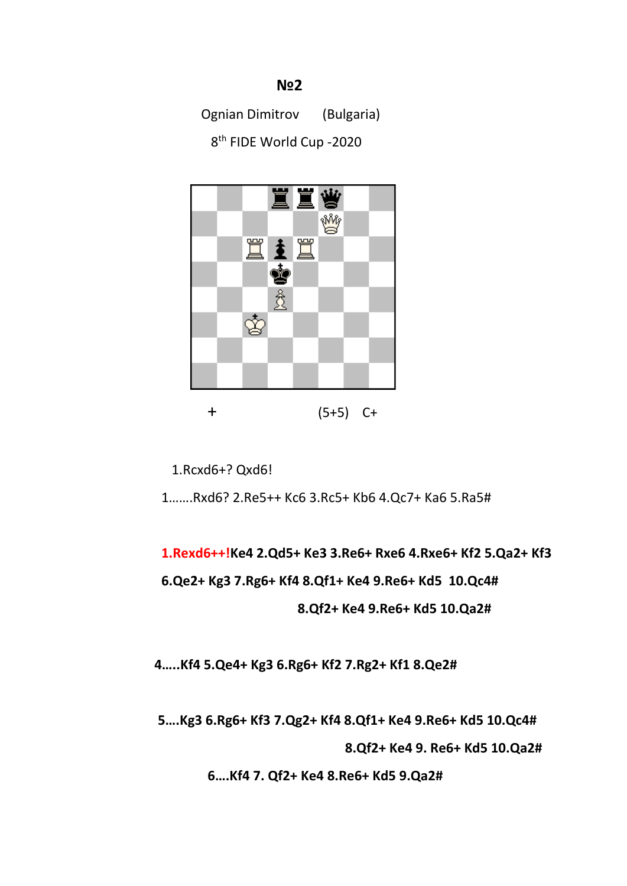**№2**

Ognian Dimitrov (Bulgaria)

8th FIDE World Cup -2020

\+ (5+5) C+

1.Rcxd6+? Qxd6!

1.......Rxd6? 2.Re5++ Kc6 3.Rc5+ Kb6 4.Qc7+ Ka6 5.Ra5#

**1.Rexd6++!Ke4 2.Qd5+ Ke3 3.Re6+ Rxe6 4.Rxe6+ Kf2 5.Qa2+ Kf3 6.Qe2+ Kg3 7.Rg6+ Kf4 8.Qf1+ Ke4 9.Re6+ Kd5 10.Qc4#**

**8.Qf2+ Ke4 9.Re6+ Kd5 10.Qa2#**

**4.....Kf4 5.Qe4+ Kg3 6.Rg6+ Kf2 7.Rg2+ Kf1 8.Qe2#**

**5....Kg3 6.Rg6+ Kf3 7.Qg2+ Kf4 8.Qf1+ Ke4 9.Re6+ Kd5 10.Qc4#**

**8.Qf2+ Ke4 9. Re6+ Kd5 10.Qa2#**

**6....Kf4 7. Qf2+ Ke4 8.Re6+ Kd5 9.Qa2#**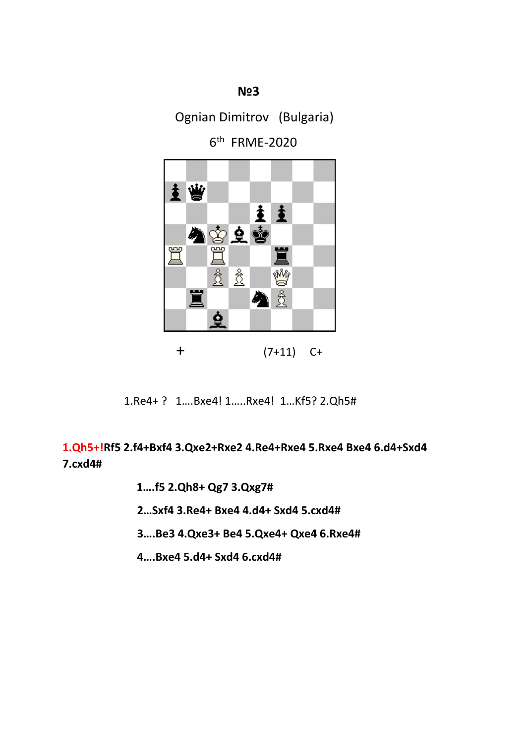**№3**

Ognian Dimitrov (Bulgaria)

6th FRME-2020

\+ (7+11) C+

1.Re4+ ? 1....Bxe4! 1.....Rxe4! 1...Kf5? 2.Qh5#

**1.Qh5+!Rf5 2.f4+Bxf4 3.Qxe2+Rxe2 4.Re4+Rxe4 5.Rxe4 Bxe4 6.d4+Sxd4 7.cxd4#**

**1....f5 2.Qh8+ Qg7 3.Qxg7#**

**2...Sxf4 3.Re4+ Bxe4 4.d4+ Sxd4 5.cxd4#**

**3....Be3 4.Qxe3+ Be4 5.Qxe4+ Qxe4 6.Rxe4#**

**4....Bxe4 5.d4+ Sxd4 6.cxd4#**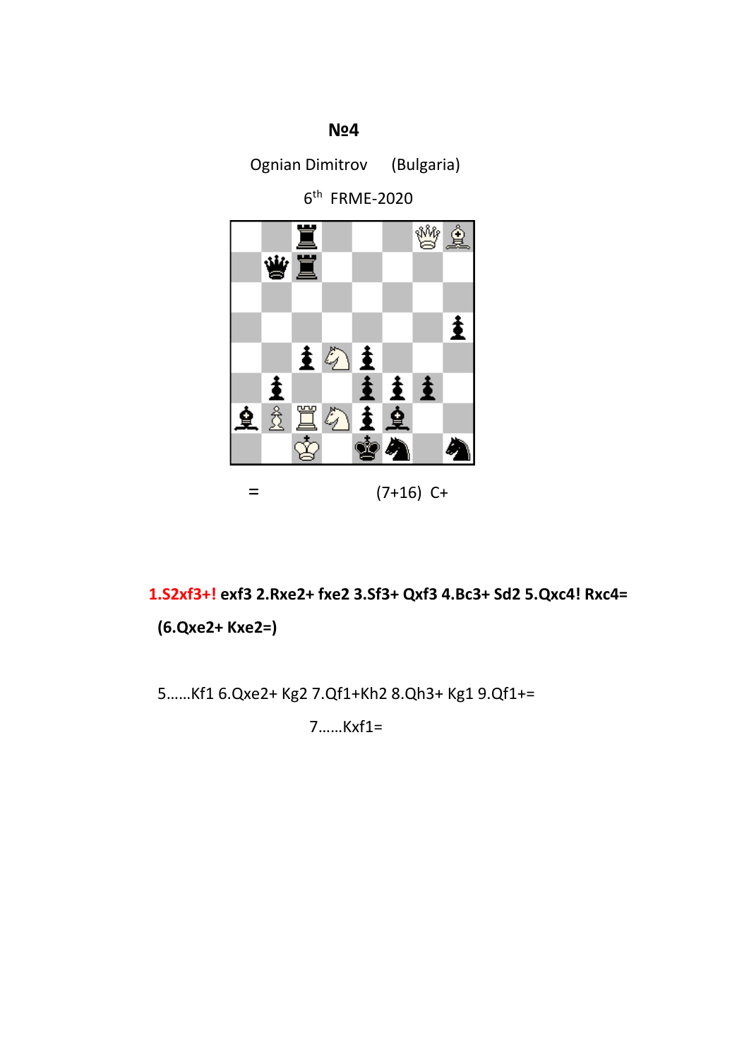**№4**

Ognian Dimitrov (Bulgaria)

6th FRME-2020

= (7+16) C+

**1.S2xf3+! exf3 2.Rxe2+ fxe2 3.Sf3+ Qxf3 4.Bc3+ Sd2 5.Qxc4! Rxc4=**

**(6.Qxe2+ Kxe2=)**

5……Kf1 6.Qxe2+ Kg2 7.Qf1+Kh2 8.Qh3+ Kg1 9.Qf1+=

7……Kxf1=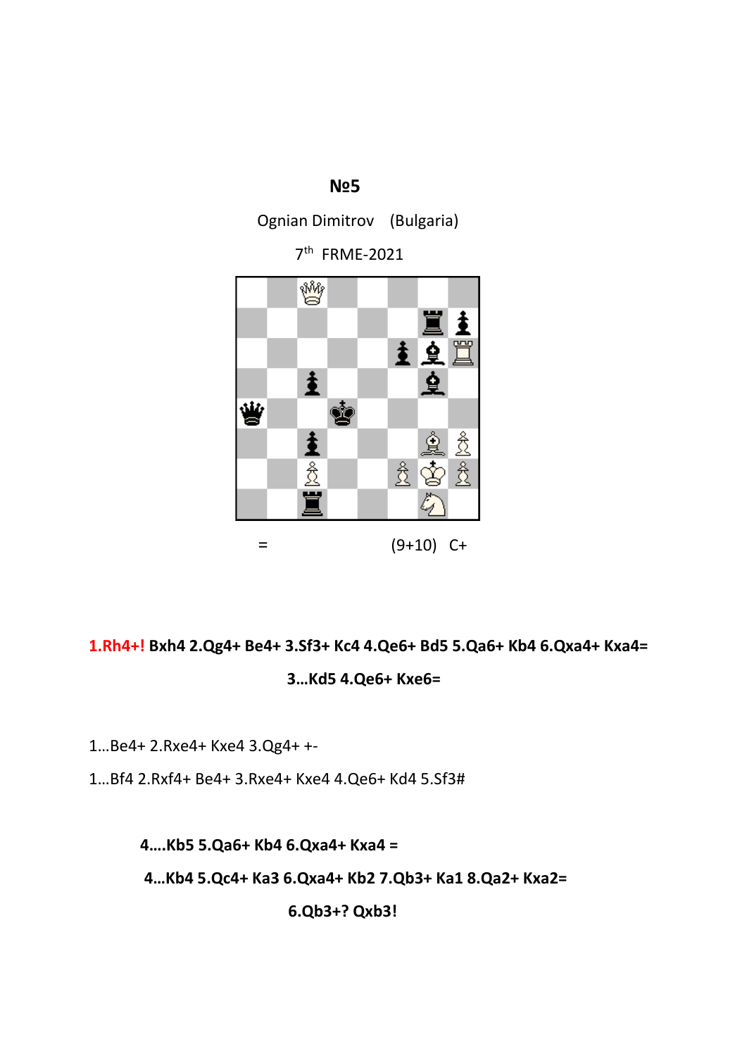**№5**

Ognian Dimitrov (Bulgaria)

7th FRME-2021

= (9+10) C+

**1.Rh4+! Bxh4 2.Qg4+ Be4+ 3.Sf3+ Kc4 4.Qe6+ Bd5 5.Qa6+ Kb4 6.Qxa4+ Kxa4=**

**3…Kd5 4.Qe6+ Kxe6=**

1…Be4+ 2.Rxe4+ Kxe4 3.Qg4+ +-

1…Bf4 2.Rxf4+ Be4+ 3.Rxe4+ Kxe4 4.Qe6+ Kd4 5.Sf3#

**4….Kb5 5.Qa6+ Kb4 6.Qxa4+ Kxa4 =**

**4…Kb4 5.Qc4+ Ka3 6.Qxa4+ Kb2 7.Qb3+ Ka1 8.Qa2+ Kxa2=**

**6.Qb3+? Qxb3!**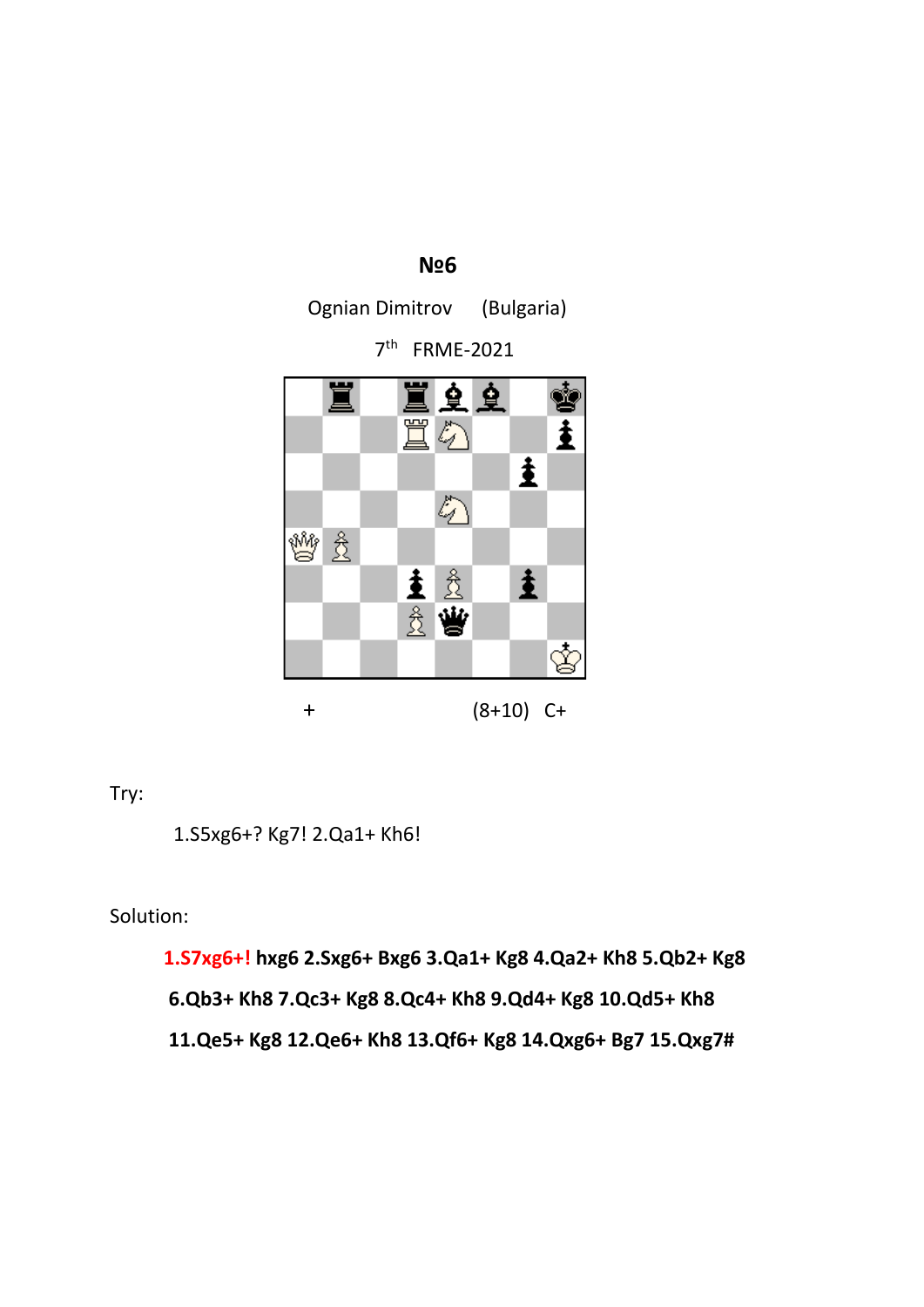**№6**

Ognian Dimitrov (Bulgaria)

7th FRME-2021

\+ (8+10) C+

Try:

1.S5xg6+? Kg7! 2.Qa1+ Kh6!

Solution:

**1.S7xg6+! hxg6 2.Sxg6+ Bxg6 3.Qa1+ Kg8 4.Qa2+ Kh8 5.Qb2+ Kg8 6.Qb3+ Kh8 7.Qc3+ Kg8 8.Qc4+ Kh8 9.Qd4+ Kg8 10.Qd5+ Kh8 11.Qe5+ Kg8 12.Qe6+ Kh8 13.Qf6+ Kg8 14.Qxg6+ Bg7 15.Qxg7#**